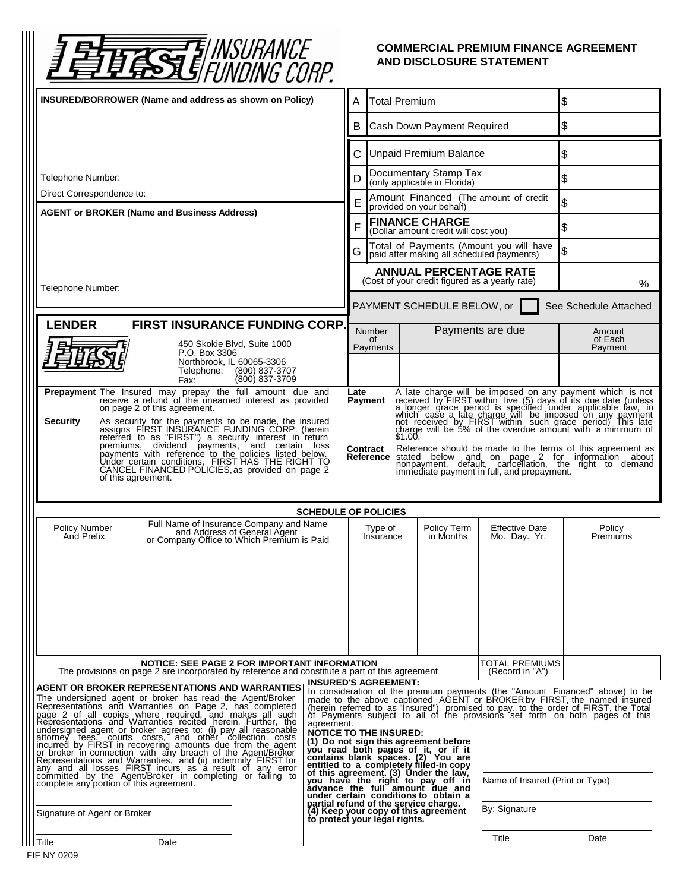# First INSURANCE FUNDING CORP.

## COMMERCIAL PREMIUM FINANCE AGREEMENT AND DISCLOSURE STATEMENT

**INSURED/BORROWER (Name and address as shown on Policy)**

Telephone Number:

Direct Correspondence to:

**AGENT or BROKER (Name and Business Address)**

Telephone Number:

| | | |
|---|---|---|
| A | Total Premium | $ |
| B | Cash Down Payment Required | $ |
| C | Unpaid Premium Balance | $ |
| D | Documentary Stamp Tax (only applicable in Florida) | $ |
| E | Amount Financed (The amount of credit provided on your behalf) | $ |
| F | **FINANCE CHARGE** (Dollar amount credit will cost you) | $ |
| G | Total of Payments (Amount you will have paid after making all scheduled payments) | $ |
| | **ANNUAL PERCENTAGE RATE** (Cost of your credit figured as a yearly rate) | % |

PAYMENT SCHEDULE BELOW, or ☐ See Schedule Attached

| Number of Payments | Payments are due | Amount of Each Payment |
|---|---|---|
| | | |

**LENDER** **FIRST INSURANCE FUNDING CORP.**

450 Skokie Blvd, Suite 1000
P.O. Box 3306
Northbrook, IL 60065-3306
Telephone: (800) 837-3707
Fax: (800) 837-3709

**Prepayment** The Insured may prepay the full amount due and receive a refund of the unearned interest as provided on page 2 of this agreement.

**Security** As security for the payments to be made, the insured assigns FIRST INSURANCE FUNDING CORP. (herein referred to as "FIRST") a security interest in return premiums, dividend payments, and certain loss payments with reference to the policies listed below. Under certain conditions, FIRST HAS THE RIGHT TO CANCEL FINANCED POLICIES, as provided on page 2 of this agreement.

**Late Payment** A late charge will be imposed on any payment which is not received by FIRST within five (5) days of its due date (unless a longer grace period is specified under applicable law, in which case a late charge will be imposed on any payment not received by FIRST within such grace period) This late charge will be 5% of the overdue amount with a minimum of $1.00.

**Contract Reference** Reference should be made to the terms of this agreement as stated below and on page 2 for information about nonpayment, default, cancellation, the right to demand immediate payment in full, and prepayment.

### SCHEDULE OF POLICIES

| Policy Number And Prefix | Full Name of Insurance Company and Name and Address of General Agent or Company Office to Which Premium is Paid | Type of Insurance | Policy Term in Months | Effective Date Mo. Day. Yr. | Policy Premiums |
|---|---|---|---|---|---|
| | | | | | |
| | | | | TOTAL PREMIUMS (Record in "A") | |

**NOTICE: SEE PAGE 2 FOR IMPORTANT INFORMATION**
The provisions on page 2 are incorporated by reference and constitute a part of this agreement

**AGENT OR BROKER REPRESENTATIONS AND WARRANTIES**
The undersigned agent or broker has read the Agent/Broker Representations and Warranties on Page 2, has completed page 2 of all copies where required, and makes all such Representations and Warranties recited herein. Further, the undersigned agent or broker agrees to: (i) pay all reasonable attorney fees, courts costs, and other collection costs incurred by FIRST in recovering amounts due from the agent or broker in connection with any breach of the Agent/Broker Representations and Warranties, and (ii) indemnify FIRST for any and all losses FIRST incurs as a result of any error committed by the Agent/Broker in completing or failing to complete any portion of this agreement.

Signature of Agent or Broker

Title Date

**INSURED'S AGREEMENT:**
In consideration of the premium payments (the "Amount Financed" above) to be made to the above captioned AGENT or BROKER by FIRST, the named insured (herein referred to as "Insured") promised to pay, to the order of FIRST, the Total of Payments subject to all of the provisions set forth on both pages of this agreement.

**NOTICE TO THE INSURED:**
**(1) Do not sign this agreement before you read both pages of it, or if it contains blank spaces. (2) You are entitled to a completely filled-in copy of this agreement. (3) Under the law, you have the right to pay off in advance the full amount due and under certain conditions to obtain a partial refund of the service charge. (4) Keep your copy of this agreement to protect your legal rights.**

Name of Insured (Print or Type)

By: Signature

Title Date

FIF NY 0209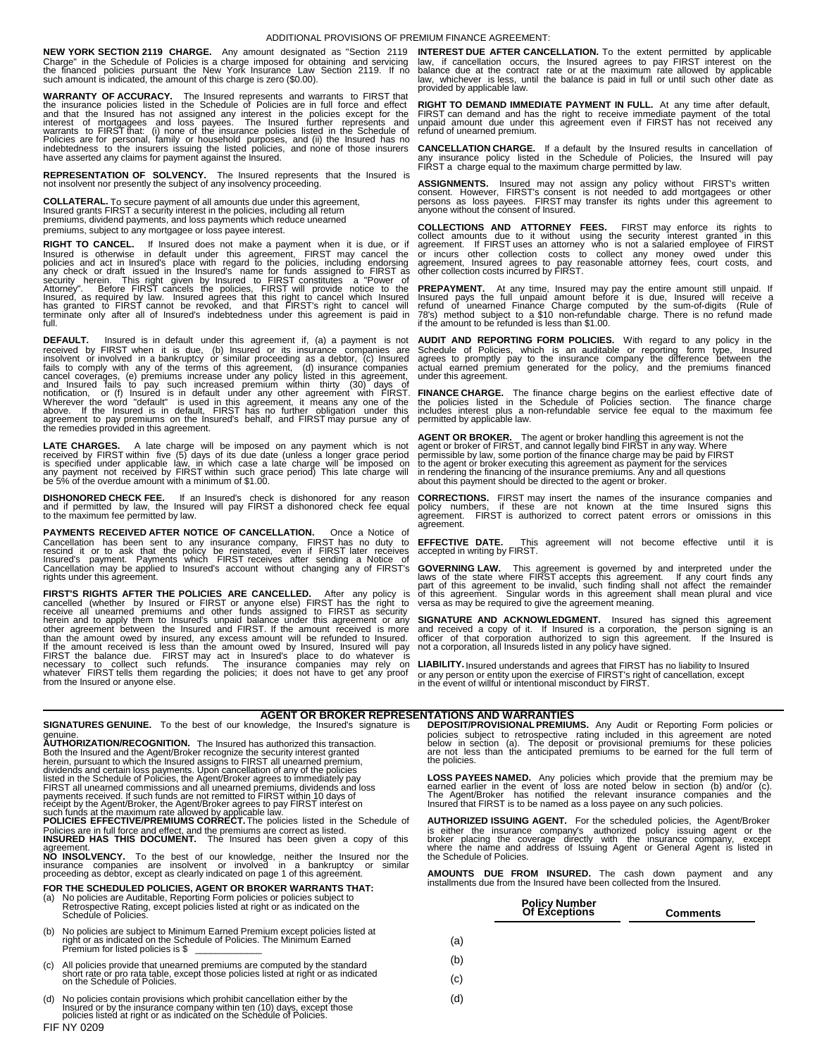ADDITIONAL PROVISIONS OF PREMIUM FINANCE AGREEMENT:

**NEW YORK SECTION 2119 CHARGE.** Any amount designated as "Section 2119 Charge" in the Schedule of Policies is a charge imposed for obtaining and servicing the financed policies pursuant the New York Insurance Law Section 2119. If no such amount is indicated, the amount of this charge is zero ($0.00).

**WARRANTY OF ACCURACY.** The Insured represents and warrants to FIRST that the insurance policies listed in the Schedule of Policies are in full force and effect and that the Insured has not assigned any interest in the policies except for the interest of mortgagees and loss payees. The Insured further represents and warrants to FIRST that: (i) none of the insurance policies listed in the Schedule of Policies are for personal, family or household purposes, and (ii) the Insured has no indebtedness to the insurers issuing the listed policies, and none of those insurers have asserted any claims for payment against the Insured.

**REPRESENTATION OF SOLVENCY.** The Insured represents that the Insured is not insolvent nor presently the subject of any insolvency proceeding.

**COLLATERAL.** To secure payment of all amounts due under this agreement, Insured grants FIRST a security interest in the policies, including all return premiums, dividend payments, and loss payments which reduce unearned premiums, subject to any mortgagee or loss payee interest.

**RIGHT TO CANCEL.** If Insured does not make a payment when it is due, or if Insured is otherwise in default under this agreement, FIRST may cancel the policies and act in Insured's place with regard to the policies, including endorsing any check or draft issued in the Insured's name for funds assigned to FIRST as security herein. This right given by Insured to FIRST constitutes a "Power of Attorney". Before FIRST cancels the policies, FIRST will provide notice to the Insured, as required by law. Insured agrees that this right to cancel which Insured has granted to FIRST cannot be revoked, and that FIRST's right to cancel will terminate only after all of Insured's indebtedness under this agreement is paid in full.

**DEFAULT.** Insured is in default under this agreement if, (a) a payment is not received by FIRST when it is due, (b) Insured or its insurance companies are insolvent or involved in a bankruptcy or similar proceeding as a debtor, (c) Insured fails to comply with any of the terms of this agreement, (d) insurance companies cancel coverages, (e) premiums increase under any policy listed in this agreement, and Insured fails to pay such increased premium within thirty (30) days of notification, or (f) Insured is in default under any other agreement with FIRST. Wherever the word "default" is used in this agreement, it means any one of the above. If the Insured is in default, FIRST has no further obligation under this agreement to pay premiums on the Insured's behalf, and FIRST may pursue any of the remedies provided in this agreement.

**LATE CHARGES.** A late charge will be imposed on any payment which is not received by FIRST within five (5) days of its due date (unless a longer grace period is specified under applicable law, in which case a late charge will be imposed on any payment not received by FIRST within such grace period) This late charge will be 5% of the overdue amount with a minimum of $1.00.

**DISHONORED CHECK FEE.** If an Insured's check is dishonored for any reason and if permitted by law, the Insured will pay FIRST a dishonored check fee equal to the maximum fee permitted by law.

**PAYMENTS RECEIVED AFTER NOTICE OF CANCELLATION.** Once a Notice of Cancellation has been sent to any insurance company, FIRST has no duty to rescind it or to ask that the policy be reinstated, even if FIRST later receives Insured's payment. Payments which FIRST receives after sending a Notice of Cancellation may be applied to Insured's account without changing any of FIRST's rights under this agreement.

**FIRST'S RIGHTS AFTER THE POLICIES ARE CANCELLED.** After any policy is cancelled (whether by Insured or FIRST or anyone else) FIRST has the right to receive all unearned premiums and other funds assigned to FIRST as security herein and to apply them to Insured's unpaid balance under this agreement or any other agreement between the Insured and FIRST. If the amount received is more than the amount owed by insured, any excess amount will be refunded to Insured. If the amount received is less than the amount owed by Insured, Insured will pay FIRST the balance due. FIRST may act in Insured's place to do whatever is necessary to collect such refunds. The insurance companies may rely on whatever FIRST tells them regarding the policies; it does not have to get any proof from the Insured or anyone else.

**INTEREST DUE AFTER CANCELLATION.** To the extent permitted by applicable law, if cancellation occurs, the Insured agrees to pay FIRST interest on the balance due at the contract rate or at the maximum rate allowed by applicable law, whichever is less, until the balance is paid in full or until such other date as provided by applicable law.

**RIGHT TO DEMAND IMMEDIATE PAYMENT IN FULL.** At any time after default, FIRST can demand and has the right to receive immediate payment of the total unpaid amount due under this agreement even if FIRST has not received any refund of unearned premium.

**CANCELLATION CHARGE.** If a default by the Insured results in cancellation of any insurance policy listed in the Schedule of Policies, the Insured will pay FIRST a charge equal to the maximum charge permitted by law.

**ASSIGNMENTS.** Insured may not assign any policy without FIRST's written consent. However, FIRST's consent is not needed to add mortgagees or other persons as loss payees. FIRST may transfer its rights under this agreement to anyone without the consent of Insured.

**COLLECTIONS AND ATTORNEY FEES.** FIRST may enforce its rights to collect amounts due to it without using the security interest granted in this agreement. If FIRST uses an attorney who is not a salaried employee of FIRST or incurs other collection costs to collect any money owed under this agreement, Insured agrees to pay reasonable attorney fees, court costs, and other collection costs incurred by FIRST.

**PREPAYMENT.** At any time, Insured may pay the entire amount still unpaid. If Insured pays the full unpaid amount before it is due, Insured will receive a refund of unearned Finance Charge computed by the sum-of-digits (Rule of 78's) method subject to a $10 non-refundable charge. There is no refund made if the amount to be refunded is less than $1.00.

**AUDIT AND REPORTING FORM POLICIES.** With regard to any policy in the Schedule of Policies, which is an auditable or reporting form type, Insured agrees to promptly pay to the insurance company the difference between the actual earned premium generated for the policy, and the premiums financed under this agreement.

**FINANCE CHARGE.** The finance charge begins on the earliest effective date of the policies listed in the Schedule of Policies section. The finance charge includes interest plus a non-refundable service fee equal to the maximum fee permitted by applicable law.

**AGENT OR BROKER.** The agent or broker handling this agreement is not the agent or broker of FIRST, and cannot legally bind FIRST in any way. Where permissible by law, some portion of the finance charge may be paid by FIRST to the agent or broker executing this agreement as payment for the services in rendering the financing of the insurance premiums. Any and all questions about this payment should be directed to the agent or broker.

**CORRECTIONS.** FIRST may insert the names of the insurance companies and policy numbers, if these are not known at the time Insured signs this agreement. FIRST is authorized to correct patent errors or omissions in this agreement.

**EFFECTIVE DATE.** This agreement will not become effective until it is accepted in writing by FIRST.

**GOVERNING LAW.** This agreement is governed by and interpreted under the laws of the state where FIRST accepts this agreement. If any court finds any part of this agreement to be invalid, such finding shall not affect the remainder of this agreement. Singular words in this agreement shall mean plural and vice versa as may be required to give the agreement meaning.

**SIGNATURE AND ACKNOWLEDGMENT.** Insured has signed this agreement and received a copy of it. If Insured is a corporation, the person signing is an officer of that corporation authorized to sign this agreement. If the Insured is not a corporation, all Insureds listed in any policy have signed.

**LIABILITY.** Insured understands and agrees that FIRST has no liability to Insured or any person or entity upon the exercise of FIRST's right of cancellation, except in the event of willful or intentional misconduct by FIRST.

## AGENT OR BROKER REPRESENTATIONS AND WARRANTIES

**SIGNATURES GENUINE.** To the best of our knowledge, the Insured's signature is genuine.

**AUTHORIZATION/RECOGNITION.** The Insured has authorized this transaction. Both the Insured and the Agent/Broker recognize the security interest granted herein, pursuant to which the Insured assigns to FIRST all unearned premium, dividends and certain loss payments. Upon cancellation of any of the policies listed in the Schedule of Policies, the Agent/Broker agrees to immediately pay FIRST all unearned commissions and all unearned premiums, dividends and loss payments received. If such funds are not remitted to FIRST within 10 days of receipt by the Agent/Broker, the Agent/Broker agrees to pay FIRST interest on such funds at the maximum rate allowed by applicable law.

**POLICIES EFFECTIVE/PREMIUMS CORRECT.** The policies listed in the Schedule of Policies are in full force and effect, and the premiums are correct as listed.

**INSURED HAS THIS DOCUMENT.** The Insured has been given a copy of this agreement.

**NO INSOLVENCY.** To the best of our knowledge, neither the Insured nor the insurance companies are insolvent or involved in a bankruptcy or similar proceeding as debtor, except as clearly indicated on page 1 of this agreement.

**FOR THE SCHEDULED POLICIES, AGENT OR BROKER WARRANTS THAT:**

(a) No policies are Auditable, Reporting Form policies or policies subject to Retrospective Rating, except policies listed at right or as indicated on the Schedule of Policies.

(b) No policies are subject to Minimum Earned Premium except policies listed at right or as indicated on the Schedule of Policies. The Minimum Earned Premium for listed policies is $ \_\_\_\_\_\_\_\_\_\_\_\_

(c) All policies provide that unearned premiums are computed by the standard short rate or pro rata table, except those policies listed at right or as indicated on the Schedule of Policies.

(d) No policies contain provisions which prohibit cancellation either by the Insured or by the insurance company within ten (10) days, except those policies listed at right or as indicated on the Schedule of Policies.

**DEPOSIT/PROVISIONAL PREMIUMS.** Any Audit or Reporting Form policies or policies subject to retrospective rating included in this agreement are noted below in section (a). The deposit or provisional premiums for these policies are not less than the anticipated premiums to be earned for the full term of the policies.

**LOSS PAYEES NAMED.** Any policies which provide that the premium may be earned earlier in the event of loss are noted below in section (b) and/or (c). The Agent/Broker has notified the relevant insurance companies and the Insured that FIRST is to be named as a loss payee on any such policies.

**AUTHORIZED ISSUING AGENT.** For the scheduled policies, the Agent/Broker is either the insurance company's authorized policy issuing agent or the broker placing the coverage directly with the insurance company, except where the name and address of Issuing Agent or General Agent is listed in the Schedule of Policies.

**AMOUNTS DUE FROM INSURED.** The cash down payment and any installments due from the Insured have been collected from the Insured.

| | Policy Number Of Exceptions | Comments |
|---|---|---|
| (a) | | |
| (b) | | |
| (c) | | |
| (d) | | |

FIF NY 0209